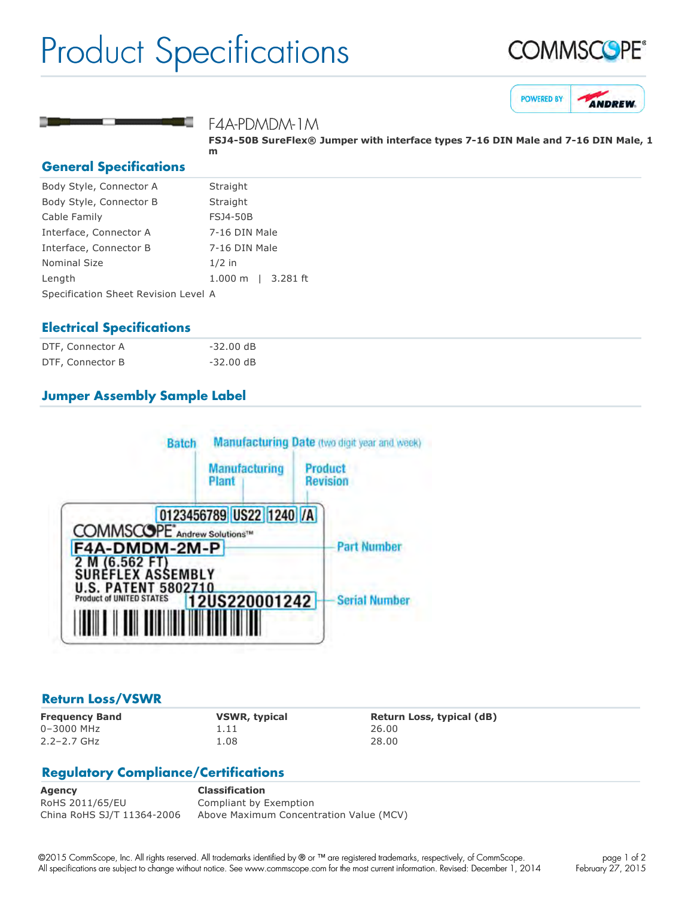# Product Specifications

## F4A-PDMDM-1M

**FSJ4-50B SureFlex® Jumper with interface types 7-16 DIN Male and 7-16 DIN Male, 1 m**

## General Specifications

| | |
|---|---|
| Body Style, Connector A | Straight |
| Body Style, Connector B | Straight |
| Cable Family | FSJ4-50B |
| Interface, Connector A | 7-16 DIN Male |
| Interface, Connector B | 7-16 DIN Male |
| Nominal Size | 1/2 in |
| Length | 1.000 m \| 3.281 ft |
| Specification Sheet Revision Level | A |

## Electrical Specifications

| | |
|---|---|
| DTF, Connector A | -32.00 dB |
| DTF, Connector B | -32.00 dB |

## Jumper Assembly Sample Label

Batch | Manufacturing Date (two digit year and week) | Manufacturing Plant | Product Revision

0123456789 US22 1240 /A

COMMSCOPE® Andrew Solutions™

F4A-DMDM-2M-P — Part Number

2 M (6.562 FT)
SUREFLEX ASSEMBLY
U.S. PATENT 5802710
Product of UNITED STATES

12US220001242 — Serial Number

## Return Loss/VSWR

| Frequency Band | VSWR, typical | Return Loss, typical (dB) |
|---|---|---|
| 0–3000 MHz | 1.11 | 26.00 |
| 2.2–2.7 GHz | 1.08 | 28.00 |

## Regulatory Compliance/Certifications

| Agency | Classification |
|---|---|
| RoHS 2011/65/EU | Compliant by Exemption |
| China RoHS SJ/T 11364-2006 | Above Maximum Concentration Value (MCV) |

©2015 CommScope, Inc. All rights reserved. All trademarks identified by ® or ™ are registered trademarks, respectively, of CommScope. All specifications are subject to change without notice. See www.commscope.com for the most current information. Revised: December 1, 2014

February 27, 2015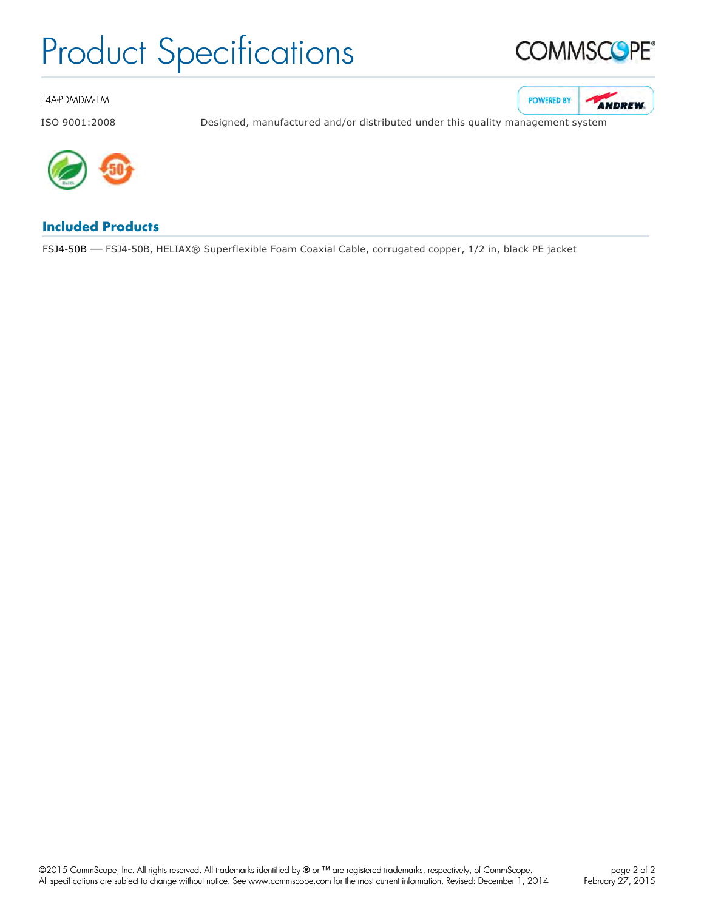F4A-PDMDM-1M

ISO 9001:2008 Designed, manufactured and/or distributed under this quality management system

## Included Products

FSJ4-50B — FSJ4-50B, HELIAX® Superflexible Foam Coaxial Cable, corrugated copper, 1/2 in, black PE jacket

©2015 CommScope, Inc. All rights reserved. All trademarks identified by ® or ™ are registered trademarks, respectively, of CommScope.
All specifications are subject to change without notice. See www.commscope.com for the most current information. Revised: December 1, 2014

February 27, 2015